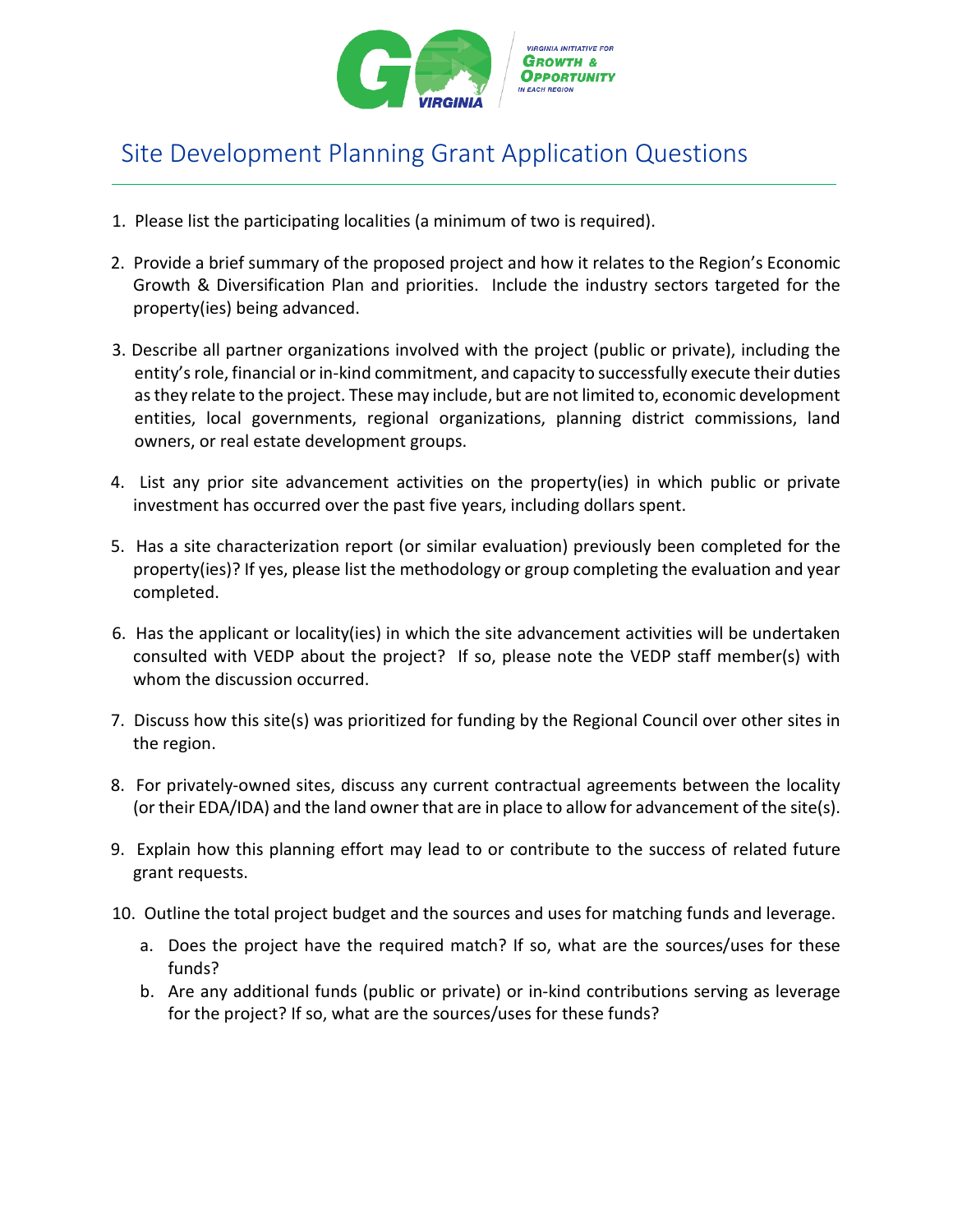# Site Development Planning Grant Application Questions

1. Please list the participating localities (a minimum of two is required).

2. Provide a brief summary of the proposed project and how it relates to the Region's Economic Growth & Diversification Plan and priorities. Include the industry sectors targeted for the property(ies) being advanced.

3. Describe all partner organizations involved with the project (public or private), including the entity's role, financial or in-kind commitment, and capacity to successfully execute their duties as they relate to the project. These may include, but are not limited to, economic development entities, local governments, regional organizations, planning district commissions, land owners, or real estate development groups.

4. List any prior site advancement activities on the property(ies) in which public or private investment has occurred over the past five years, including dollars spent.

5. Has a site characterization report (or similar evaluation) previously been completed for the property(ies)? If yes, please list the methodology or group completing the evaluation and year completed.

6. Has the applicant or locality(ies) in which the site advancement activities will be undertaken consulted with VEDP about the project? If so, please note the VEDP staff member(s) with whom the discussion occurred.

7. Discuss how this site(s) was prioritized for funding by the Regional Council over other sites in the region.

8. For privately-owned sites, discuss any current contractual agreements between the locality (or their EDA/IDA) and the land owner that are in place to allow for advancement of the site(s).

9. Explain how this planning effort may lead to or contribute to the success of related future grant requests.

10. Outline the total project budget and the sources and uses for matching funds and leverage.
    a. Does the project have the required match? If so, what are the sources/uses for these funds?
    b. Are any additional funds (public or private) or in-kind contributions serving as leverage for the project? If so, what are the sources/uses for these funds?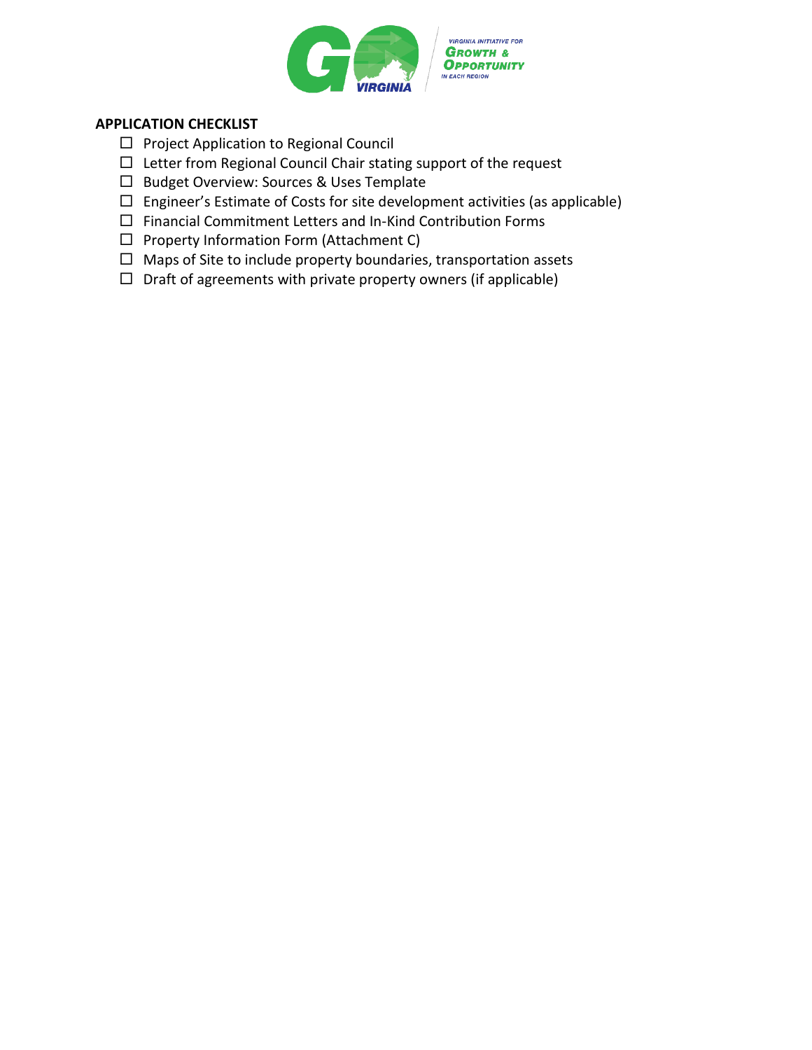## APPLICATION CHECKLIST

- ☐ Project Application to Regional Council
- ☐ Letter from Regional Council Chair stating support of the request
- ☐ Budget Overview: Sources & Uses Template
- ☐ Engineer's Estimate of Costs for site development activities (as applicable)
- ☐ Financial Commitment Letters and In-Kind Contribution Forms
- ☐ Property Information Form (Attachment C)
- ☐ Maps of Site to include property boundaries, transportation assets
- ☐ Draft of agreements with private property owners (if applicable)